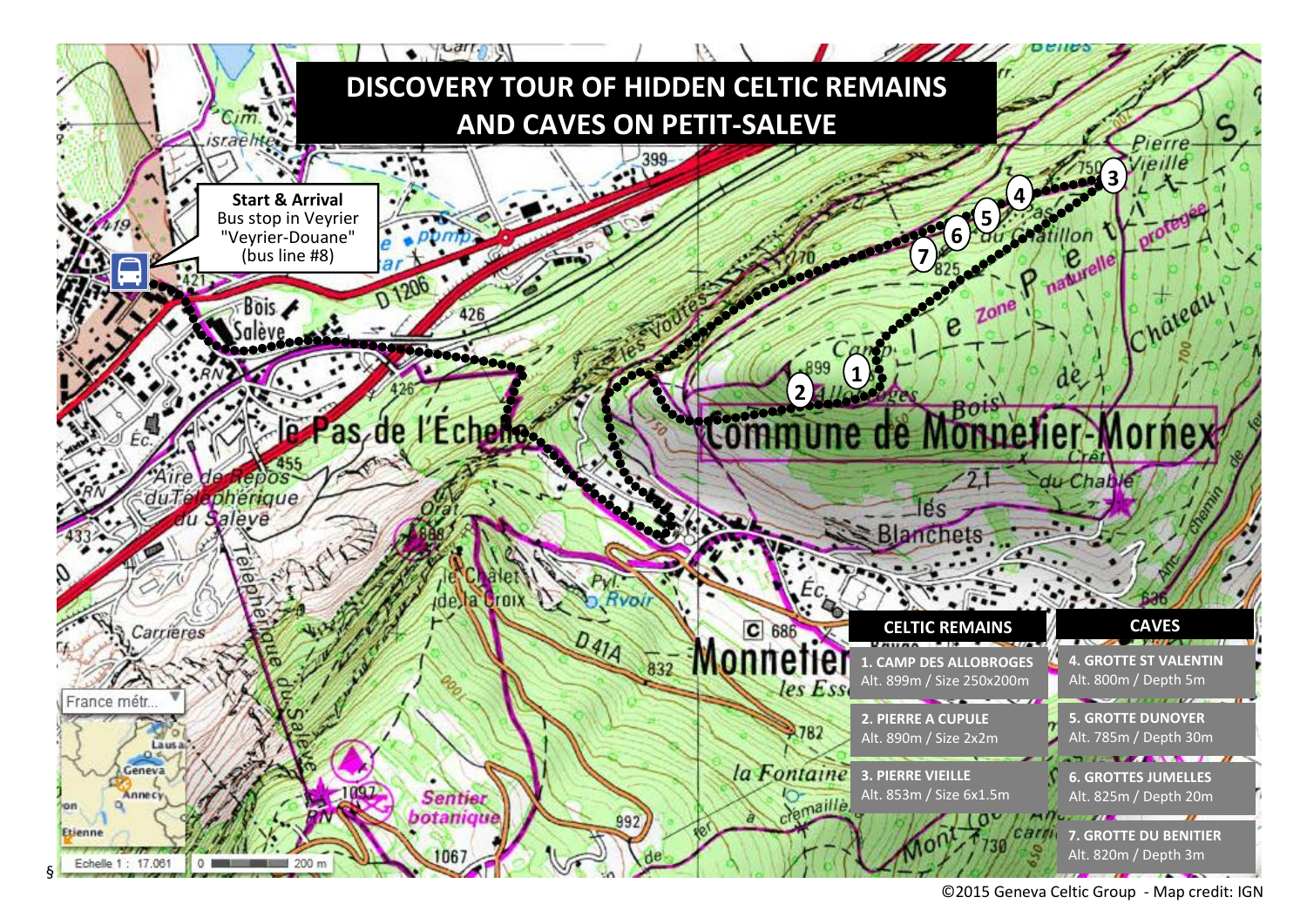# DISCOVERY TOUR OF HIDDEN CELTIC REMAINS AND CAVES ON PETIT-SALEVE

**Start & Arrival**
Bus stop in Veyrier "Veyrier-Douane" (bus line #8)

| CELTIC REMAINS | CAVES |
|---|---|
| **1. CAMP DES ALLOBROGES** Alt. 899m / Size 250x200m | **4. GROTTE ST VALENTIN** Alt. 800m / Depth 5m |
| **2. PIERRE A CUPULE** Alt. 890m / Size 2x2m | **5. GROTTE DUNOYER** Alt. 785m / Depth 30m |
| **3. PIERRE VIEILLE** Alt. 853m / Size 6x1.5m | **6. GROTTES JUMELLES** Alt. 825m / Depth 20m |
| | **7. GROTTE DU BENITIER** Alt. 820m / Depth 3m |

©2015 Geneva Celtic Group - Map credit: IGN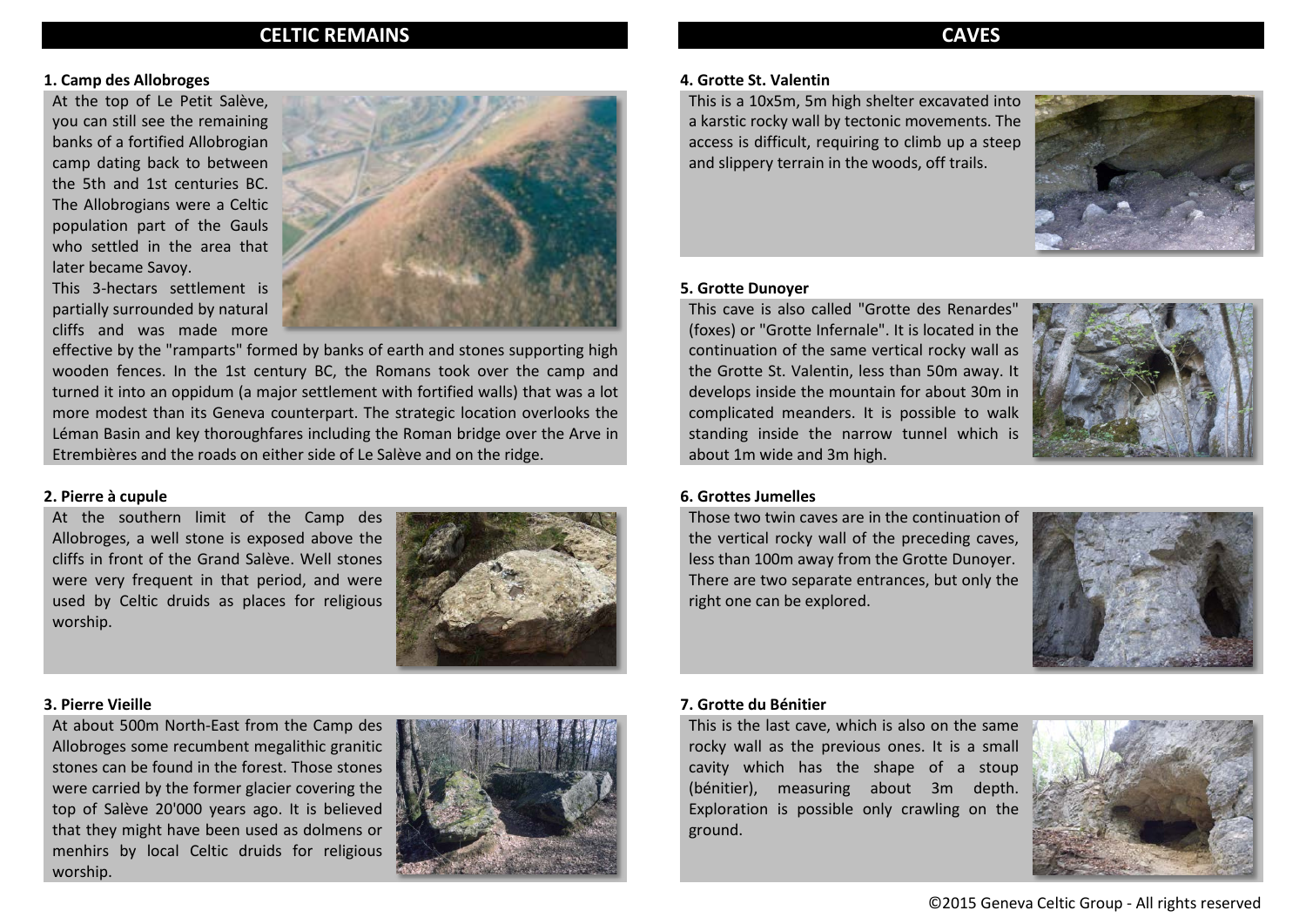## CELTIC REMAINS

### 1. Camp des Allobroges

At the top of Le Petit Salève, you can still see the remaining banks of a fortified Allobrogian camp dating back to between the 5th and 1st centuries BC. The Allobrogians were a Celtic population part of the Gauls who settled in the area that later became Savoy.

This 3-hectars settlement is partially surrounded by natural cliffs and was made more effective by the "ramparts" formed by banks of earth and stones supporting high wooden fences. In the 1st century BC, the Romans took over the camp and turned it into an oppidum (a major settlement with fortified walls) that was a lot more modest than its Geneva counterpart. The strategic location overlooks the Léman Basin and key thoroughfares including the Roman bridge over the Arve in Etrembières and the roads on either side of Le Salève and on the ridge.

### 2. Pierre à cupule

At the southern limit of the Camp des Allobroges, a well stone is exposed above the cliffs in front of the Grand Salève. Well stones were very frequent in that period, and were used by Celtic druids as places for religious worship.

### 3. Pierre Vieille

At about 500m North-East from the Camp des Allobroges some recumbent megalithic granitic stones can be found in the forest. Those stones were carried by the former glacier covering the top of Salève 20'000 years ago. It is believed that they might have been used as dolmens or menhirs by local Celtic druids for religious worship.

## CAVES

### 4. Grotte St. Valentin

This is a 10x5m, 5m high shelter excavated into a karstic rocky wall by tectonic movements. The access is difficult, requiring to climb up a steep and slippery terrain in the woods, off trails.

### 5. Grotte Dunoyer

This cave is also called "Grotte des Renardes" (foxes) or "Grotte Infernale". It is located in the continuation of the same vertical rocky wall as the Grotte St. Valentin, less than 50m away. It develops inside the mountain for about 30m in complicated meanders. It is possible to walk standing inside the narrow tunnel which is about 1m wide and 3m high.

### 6. Grottes Jumelles

Those two twin caves are in the continuation of the vertical rocky wall of the preceding caves, less than 100m away from the Grotte Dunoyer. There are two separate entrances, but only the right one can be explored.

### 7. Grotte du Bénitier

This is the last cave, which is also on the same rocky wall as the previous ones. It is a small cavity which has the shape of a stoup (bénitier), measuring about 3m depth. Exploration is possible only crawling on the ground.

©2015 Geneva Celtic Group - All rights reserved